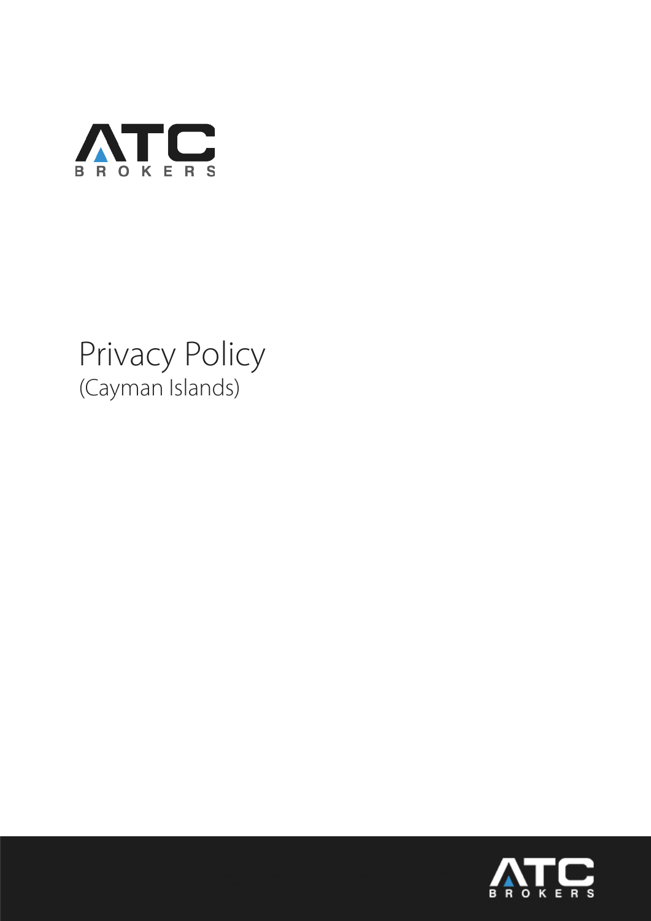ATC BROKERS

# Privacy Policy

(Cayman Islands)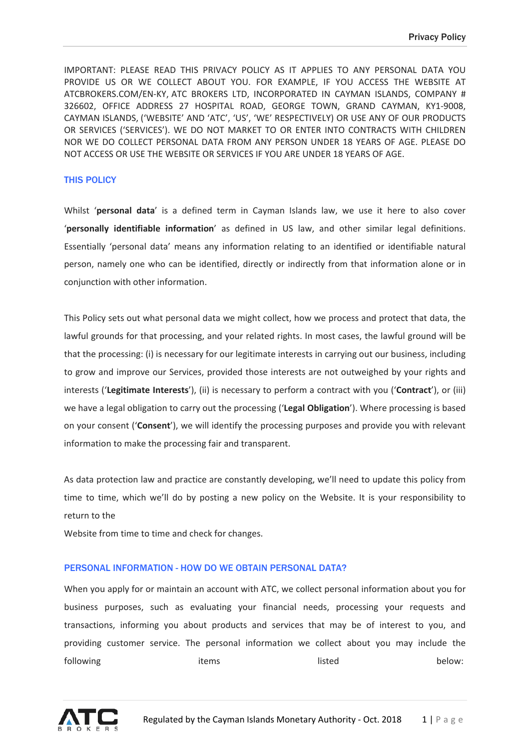IMPORTANT: PLEASE READ THIS PRIVACY POLICY AS IT APPLIES TO ANY PERSONAL DATA YOU PROVIDE US OR WE COLLECT ABOUT YOU. FOR EXAMPLE, IF YOU ACCESS THE WEBSITE AT ATCBROKERS.COM/EN-KY, ATC BROKERS LTD, INCORPORATED IN CAYMAN ISLANDS, COMPANY # 326602, OFFICE ADDRESS 27 HOSPITAL ROAD, GEORGE TOWN, GRAND CAYMAN, KY1-9008, CAYMAN ISLANDS, ('WEBSITE' AND 'ATC', 'US', 'WE' RESPECTIVELY) OR USE ANY OF OUR PRODUCTS OR SERVICES ('SERVICES'). WE DO NOT MARKET TO OR ENTER INTO CONTRACTS WITH CHILDREN NOR WE DO COLLECT PERSONAL DATA FROM ANY PERSON UNDER 18 YEARS OF AGE. PLEASE DO NOT ACCESS OR USE THE WEBSITE OR SERVICES IF YOU ARE UNDER 18 YEARS OF AGE.

## THIS POLICY

Whilst '**personal data**' is a defined term in Cayman Islands law, we use it here to also cover '**personally identifiable information**' as defined in US law, and other similar legal definitions. Essentially 'personal data' means any information relating to an identified or identifiable natural person, namely one who can be identified, directly or indirectly from that information alone or in conjunction with other information.

This Policy sets out what personal data we might collect, how we process and protect that data, the lawful grounds for that processing, and your related rights. In most cases, the lawful ground will be that the processing: (i) is necessary for our legitimate interests in carrying out our business, including to grow and improve our Services, provided those interests are not outweighed by your rights and interests ('**Legitimate Interests**'), (ii) is necessary to perform a contract with you ('**Contract**'), or (iii) we have a legal obligation to carry out the processing ('**Legal Obligation**'). Where processing is based on your consent ('**Consent**'), we will identify the processing purposes and provide you with relevant information to make the processing fair and transparent.

As data protection law and practice are constantly developing, we'll need to update this policy from time to time, which we'll do by posting a new policy on the Website. It is your responsibility to return to the
Website from time to time and check for changes.

## PERSONAL INFORMATION - HOW DO WE OBTAIN PERSONAL DATA?

When you apply for or maintain an account with ATC, we collect personal information about you for business purposes, such as evaluating your financial needs, processing your requests and transactions, informing you about products and services that may be of interest to you, and providing customer service. The personal information we collect about you may include the following items listed below: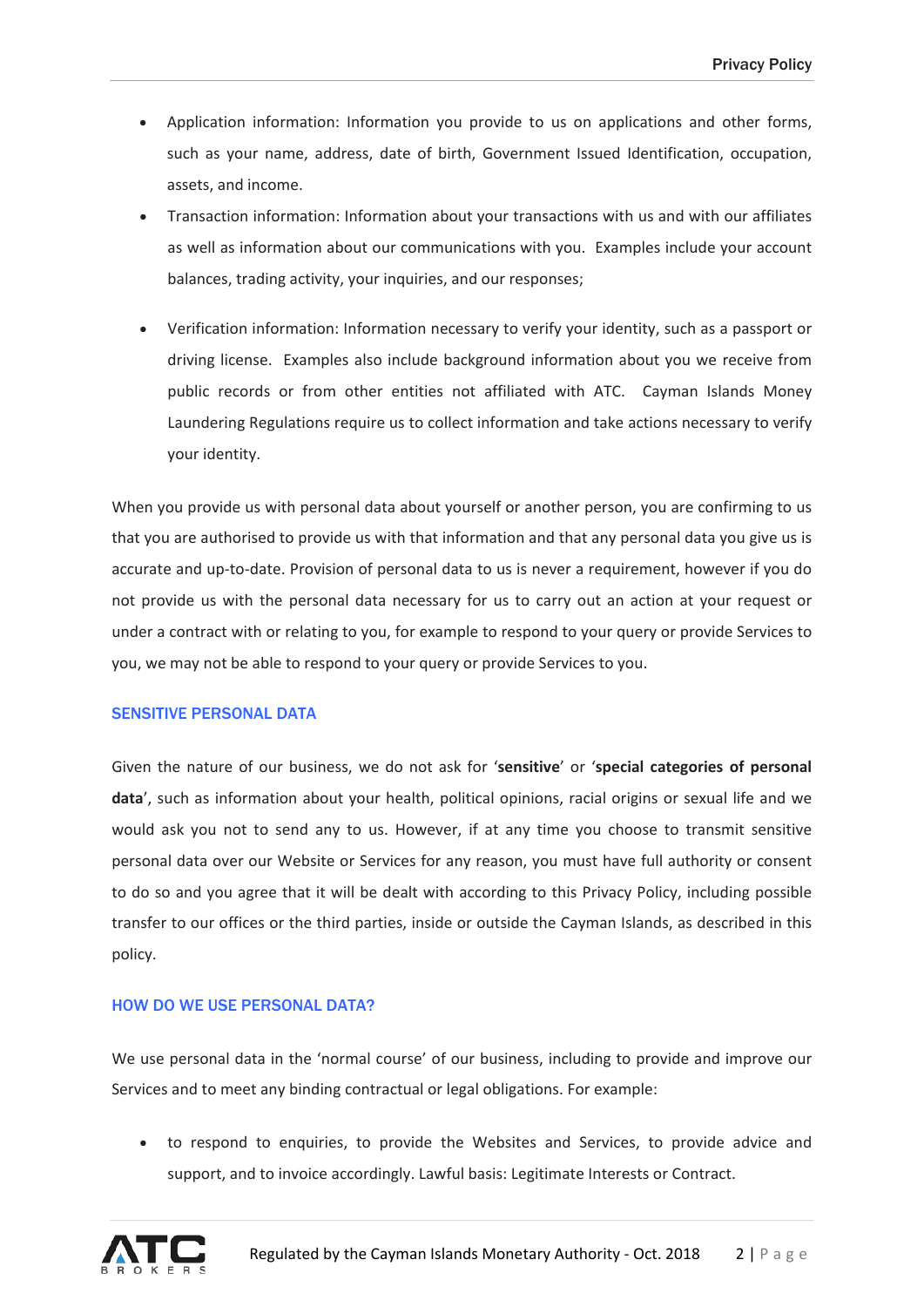- Application information: Information you provide to us on applications and other forms, such as your name, address, date of birth, Government Issued Identification, occupation, assets, and income.
- Transaction information: Information about your transactions with us and with our affiliates as well as information about our communications with you. Examples include your account balances, trading activity, your inquiries, and our responses;
- Verification information: Information necessary to verify your identity, such as a passport or driving license. Examples also include background information about you we receive from public records or from other entities not affiliated with ATC. Cayman Islands Money Laundering Regulations require us to collect information and take actions necessary to verify your identity.

When you provide us with personal data about yourself or another person, you are confirming to us that you are authorised to provide us with that information and that any personal data you give us is accurate and up-to-date. Provision of personal data to us is never a requirement, however if you do not provide us with the personal data necessary for us to carry out an action at your request or under a contract with or relating to you, for example to respond to your query or provide Services to you, we may not be able to respond to your query or provide Services to you.

## SENSITIVE PERSONAL DATA

Given the nature of our business, we do not ask for '**sensitive**' or '**special categories of personal data**', such as information about your health, political opinions, racial origins or sexual life and we would ask you not to send any to us. However, if at any time you choose to transmit sensitive personal data over our Website or Services for any reason, you must have full authority or consent to do so and you agree that it will be dealt with according to this Privacy Policy, including possible transfer to our offices or the third parties, inside or outside the Cayman Islands, as described in this policy.

## HOW DO WE USE PERSONAL DATA?

We use personal data in the 'normal course' of our business, including to provide and improve our Services and to meet any binding contractual or legal obligations. For example:

- to respond to enquiries, to provide the Websites and Services, to provide advice and support, and to invoice accordingly. Lawful basis: Legitimate Interests or Contract.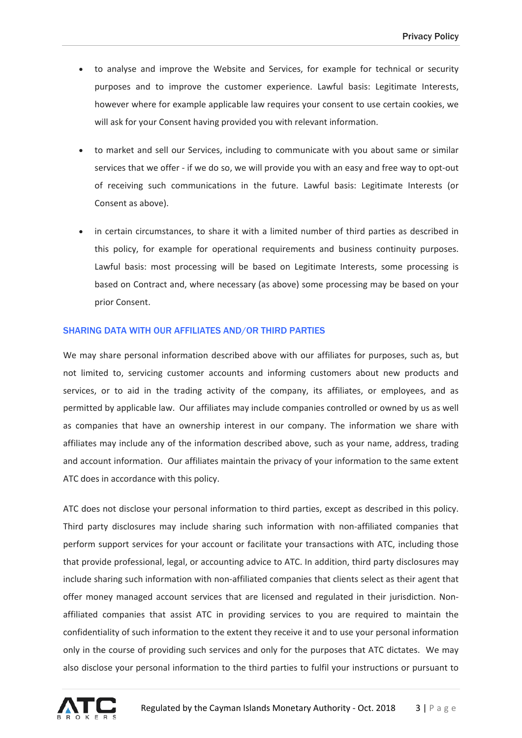- to analyse and improve the Website and Services, for example for technical or security purposes and to improve the customer experience. Lawful basis: Legitimate Interests, however where for example applicable law requires your consent to use certain cookies, we will ask for your Consent having provided you with relevant information.

- to market and sell our Services, including to communicate with you about same or similar services that we offer - if we do so, we will provide you with an easy and free way to opt-out of receiving such communications in the future. Lawful basis: Legitimate Interests (or Consent as above).

- in certain circumstances, to share it with a limited number of third parties as described in this policy, for example for operational requirements and business continuity purposes. Lawful basis: most processing will be based on Legitimate Interests, some processing is based on Contract and, where necessary (as above) some processing may be based on your prior Consent.

## SHARING DATA WITH OUR AFFILIATES AND/OR THIRD PARTIES

We may share personal information described above with our affiliates for purposes, such as, but not limited to, servicing customer accounts and informing customers about new products and services, or to aid in the trading activity of the company, its affiliates, or employees, and as permitted by applicable law. Our affiliates may include companies controlled or owned by us as well as companies that have an ownership interest in our company. The information we share with affiliates may include any of the information described above, such as your name, address, trading and account information. Our affiliates maintain the privacy of your information to the same extent ATC does in accordance with this policy.

ATC does not disclose your personal information to third parties, except as described in this policy. Third party disclosures may include sharing such information with non-affiliated companies that perform support services for your account or facilitate your transactions with ATC, including those that provide professional, legal, or accounting advice to ATC. In addition, third party disclosures may include sharing such information with non-affiliated companies that clients select as their agent that offer money managed account services that are licensed and regulated in their jurisdiction. Non-affiliated companies that assist ATC in providing services to you are required to maintain the confidentiality of such information to the extent they receive it and to use your personal information only in the course of providing such services and only for the purposes that ATC dictates. We may also disclose your personal information to the third parties to fulfil your instructions or pursuant to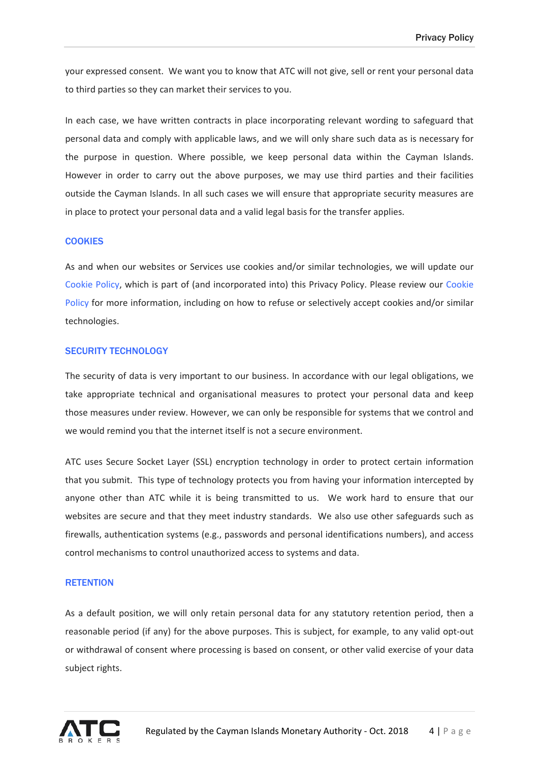your expressed consent. We want you to know that ATC will not give, sell or rent your personal data to third parties so they can market their services to you.

In each case, we have written contracts in place incorporating relevant wording to safeguard that personal data and comply with applicable laws, and we will only share such data as is necessary for the purpose in question. Where possible, we keep personal data within the Cayman Islands. However in order to carry out the above purposes, we may use third parties and their facilities outside the Cayman Islands. In all such cases we will ensure that appropriate security measures are in place to protect your personal data and a valid legal basis for the transfer applies.

## COOKIES

As and when our websites or Services use cookies and/or similar technologies, we will update our Cookie Policy, which is part of (and incorporated into) this Privacy Policy. Please review our Cookie Policy for more information, including on how to refuse or selectively accept cookies and/or similar technologies.

## SECURITY TECHNOLOGY

The security of data is very important to our business. In accordance with our legal obligations, we take appropriate technical and organisational measures to protect your personal data and keep those measures under review. However, we can only be responsible for systems that we control and we would remind you that the internet itself is not a secure environment.

ATC uses Secure Socket Layer (SSL) encryption technology in order to protect certain information that you submit. This type of technology protects you from having your information intercepted by anyone other than ATC while it is being transmitted to us. We work hard to ensure that our websites are secure and that they meet industry standards. We also use other safeguards such as firewalls, authentication systems (e.g., passwords and personal identifications numbers), and access control mechanisms to control unauthorized access to systems and data.

## RETENTION

As a default position, we will only retain personal data for any statutory retention period, then a reasonable period (if any) for the above purposes. This is subject, for example, to any valid opt-out or withdrawal of consent where processing is based on consent, or other valid exercise of your data subject rights.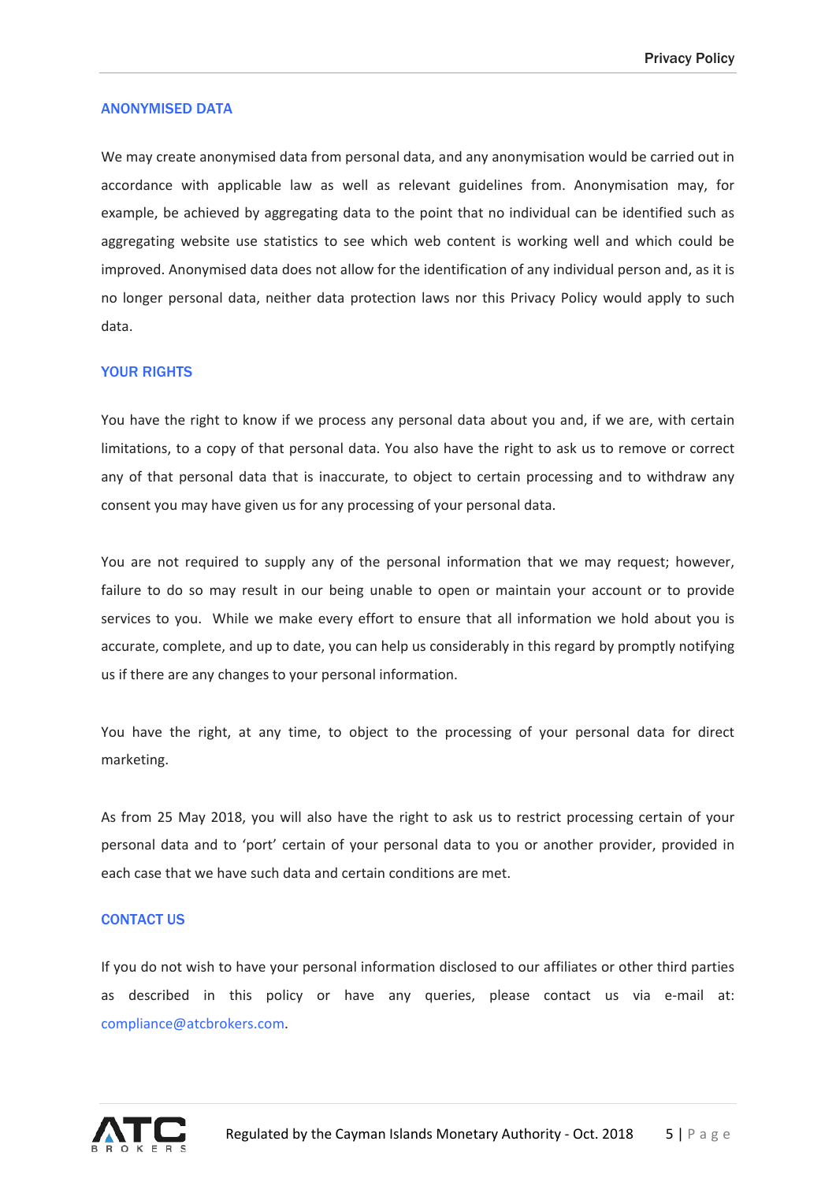## ANONYMISED DATA

We may create anonymised data from personal data, and any anonymisation would be carried out in accordance with applicable law as well as relevant guidelines from. Anonymisation may, for example, be achieved by aggregating data to the point that no individual can be identified such as aggregating website use statistics to see which web content is working well and which could be improved. Anonymised data does not allow for the identification of any individual person and, as it is no longer personal data, neither data protection laws nor this Privacy Policy would apply to such data.

## YOUR RIGHTS

You have the right to know if we process any personal data about you and, if we are, with certain limitations, to a copy of that personal data. You also have the right to ask us to remove or correct any of that personal data that is inaccurate, to object to certain processing and to withdraw any consent you may have given us for any processing of your personal data.

You are not required to supply any of the personal information that we may request; however, failure to do so may result in our being unable to open or maintain your account or to provide services to you. While we make every effort to ensure that all information we hold about you is accurate, complete, and up to date, you can help us considerably in this regard by promptly notifying us if there are any changes to your personal information.

You have the right, at any time, to object to the processing of your personal data for direct marketing.

As from 25 May 2018, you will also have the right to ask us to restrict processing certain of your personal data and to 'port' certain of your personal data to you or another provider, provided in each case that we have such data and certain conditions are met.

## CONTACT US

If you do not wish to have your personal information disclosed to our affiliates or other third parties as described in this policy or have any queries, please contact us via e-mail at: compliance@atcbrokers.com.